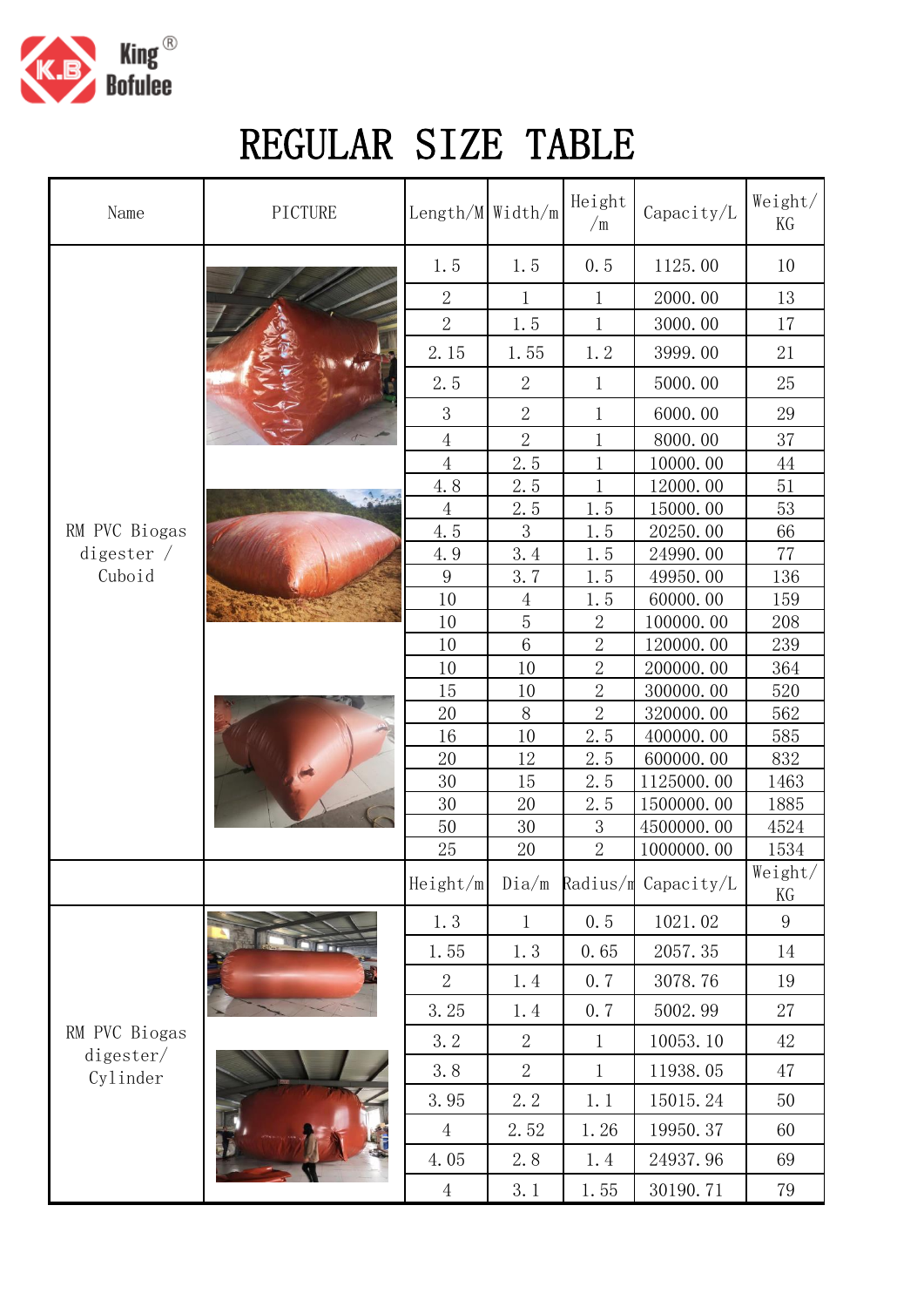King Bofulee

# REGULAR SIZE TABLE

| Name | PICTURE | Length/M | Width/m | Height /m | Capacity/L | Weight/ KG |
|---|---|---|---|---|---|---|
| RM PVC Biogas digester / Cuboid | | 1.5 | 1.5 | 0.5 | 1125.00 | 10 |
| | | 2 | 1 | 1 | 2000.00 | 13 |
| | | 2 | 1.5 | 1 | 3000.00 | 17 |
| | | 2.15 | 1.55 | 1.2 | 3999.00 | 21 |
| | | 2.5 | 2 | 1 | 5000.00 | 25 |
| | | 3 | 2 | 1 | 6000.00 | 29 |
| | | 4 | 2 | 1 | 8000.00 | 37 |
| | | 4 | 2.5 | 1 | 10000.00 | 44 |
| | | 4.8 | 2.5 | 1 | 12000.00 | 51 |
| | | 4 | 2.5 | 1.5 | 15000.00 | 53 |
| | | 4.5 | 3 | 1.5 | 20250.00 | 66 |
| | | 4.9 | 3.4 | 1.5 | 24990.00 | 77 |
| | | 9 | 3.7 | 1.5 | 49950.00 | 136 |
| | | 10 | 4 | 1.5 | 60000.00 | 159 |
| | | 10 | 5 | 2 | 100000.00 | 208 |
| | | 10 | 6 | 2 | 120000.00 | 239 |
| | | 10 | 10 | 2 | 200000.00 | 364 |
| | | 15 | 10 | 2 | 300000.00 | 520 |
| | | 20 | 8 | 2 | 320000.00 | 562 |
| | | 16 | 10 | 2.5 | 400000.00 | 585 |
| | | 20 | 12 | 2.5 | 600000.00 | 832 |
| | | 30 | 15 | 2.5 | 1125000.00 | 1463 |
| | | 30 | 20 | 2.5 | 1500000.00 | 1885 |
| | | 50 | 30 | 3 | 4500000.00 | 4524 |
| | | 25 | 20 | 2 | 1000000.00 | 1534 |
| | | Height/m | Dia/m | Radius/m | Capacity/L | Weight/ KG |
| RM PVC Biogas digester/ Cylinder | | 1.3 | 1 | 0.5 | 1021.02 | 9 |
| | | 1.55 | 1.3 | 0.65 | 2057.35 | 14 |
| | | 2 | 1.4 | 0.7 | 3078.76 | 19 |
| | | 3.25 | 1.4 | 0.7 | 5002.99 | 27 |
| | | 3.2 | 2 | 1 | 10053.10 | 42 |
| | | 3.8 | 2 | 1 | 11938.05 | 47 |
| | | 3.95 | 2.2 | 1.1 | 15015.24 | 50 |
| | | 4 | 2.52 | 1.26 | 19950.37 | 60 |
| | | 4.05 | 2.8 | 1.4 | 24937.96 | 69 |
| | | 4 | 3.1 | 1.55 | 30190.71 | 79 |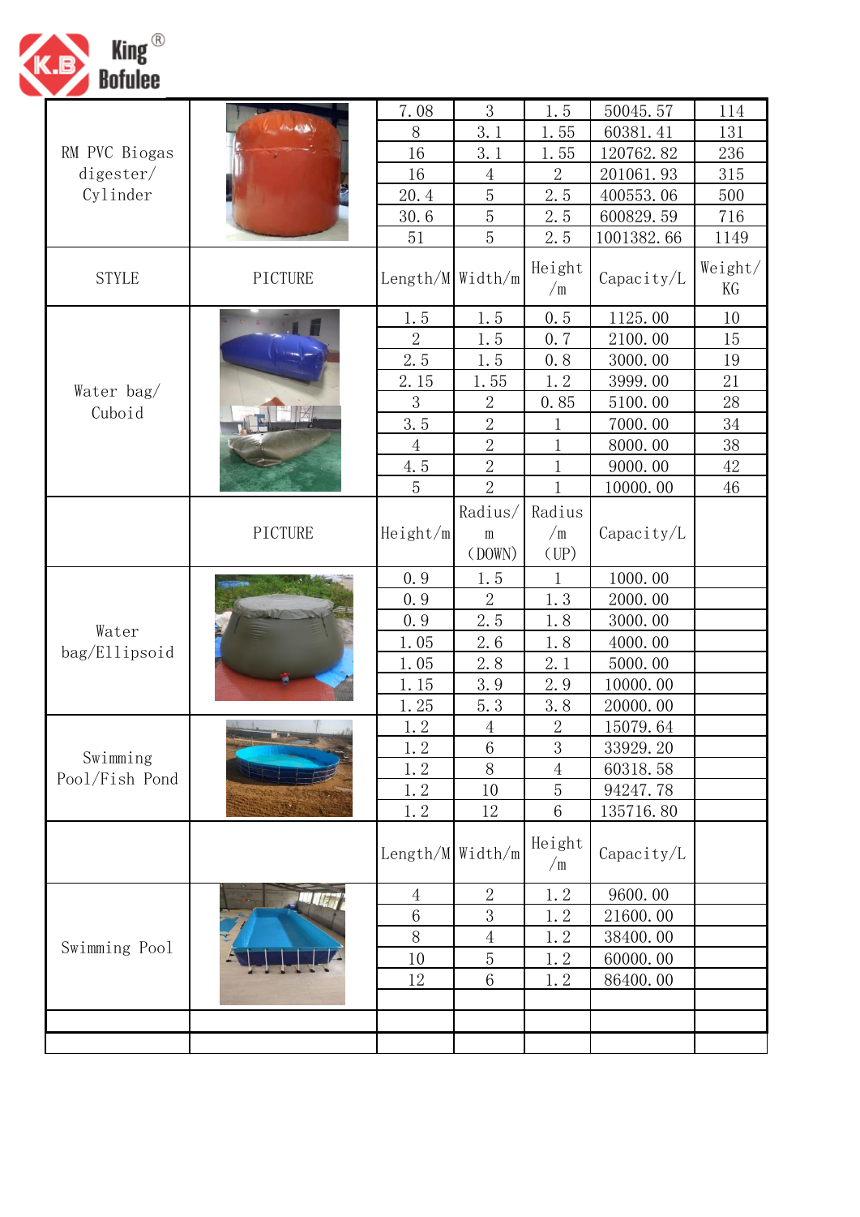**King® Bofulee**

| | | | | | | |
|---|---|---|---|---|---|---|
| RM PVC Biogas digester/ Cylinder | | 7.08 | 3 | 1.5 | 50045.57 | 114 |
| | | 8 | 3.1 | 1.55 | 60381.41 | 131 |
| | | 16 | 3.1 | 1.55 | 120762.82 | 236 |
| | | 16 | 4 | 2 | 201061.93 | 315 |
| | | 20.4 | 5 | 2.5 | 400553.06 | 500 |
| | | 30.6 | 5 | 2.5 | 600829.59 | 716 |
| | | 51 | 5 | 2.5 | 1001382.66 | 1149 |
| STYLE | PICTURE | Length/M | Width/m | Height /m | Capacity/L | Weight/ KG |
| Water bag/ Cuboid | | 1.5 | 1.5 | 0.5 | 1125.00 | 10 |
| | | 2 | 1.5 | 0.7 | 2100.00 | 15 |
| | | 2.5 | 1.5 | 0.8 | 3000.00 | 19 |
| | | 2.15 | 1.55 | 1.2 | 3999.00 | 21 |
| | | 3 | 2 | 0.85 | 5100.00 | 28 |
| | | 3.5 | 2 | 1 | 7000.00 | 34 |
| | | 4 | 2 | 1 | 8000.00 | 38 |
| | | 4.5 | 2 | 1 | 9000.00 | 42 |
| | | 5 | 2 | 1 | 10000.00 | 46 |
| | PICTURE | Height/m | Radius/ m (DOWN) | Radius /m (UP) | Capacity/L | |
| Water bag/Ellipsoid | | 0.9 | 1.5 | 1 | 1000.00 | |
| | | 0.9 | 2 | 1.3 | 2000.00 | |
| | | 0.9 | 2.5 | 1.8 | 3000.00 | |
| | | 1.05 | 2.6 | 1.8 | 4000.00 | |
| | | 1.05 | 2.8 | 2.1 | 5000.00 | |
| | | 1.15 | 3.9 | 2.9 | 10000.00 | |
| | | 1.25 | 5.3 | 3.8 | 20000.00 | |
| Swimming Pool/Fish Pond | | 1.2 | 4 | 2 | 15079.64 | |
| | | 1.2 | 6 | 3 | 33929.20 | |
| | | 1.2 | 8 | 4 | 60318.58 | |
| | | 1.2 | 10 | 5 | 94247.78 | |
| | | 1.2 | 12 | 6 | 135716.80 | |
| | | Length/M | Width/m | Height /m | Capacity/L | |
| Swimming Pool | | 4 | 2 | 1.2 | 9600.00 | |
| | | 6 | 3 | 1.2 | 21600.00 | |
| | | 8 | 4 | 1.2 | 38400.00 | |
| | | 10 | 5 | 1.2 | 60000.00 | |
| | | 12 | 6 | 1.2 | 86400.00 | |